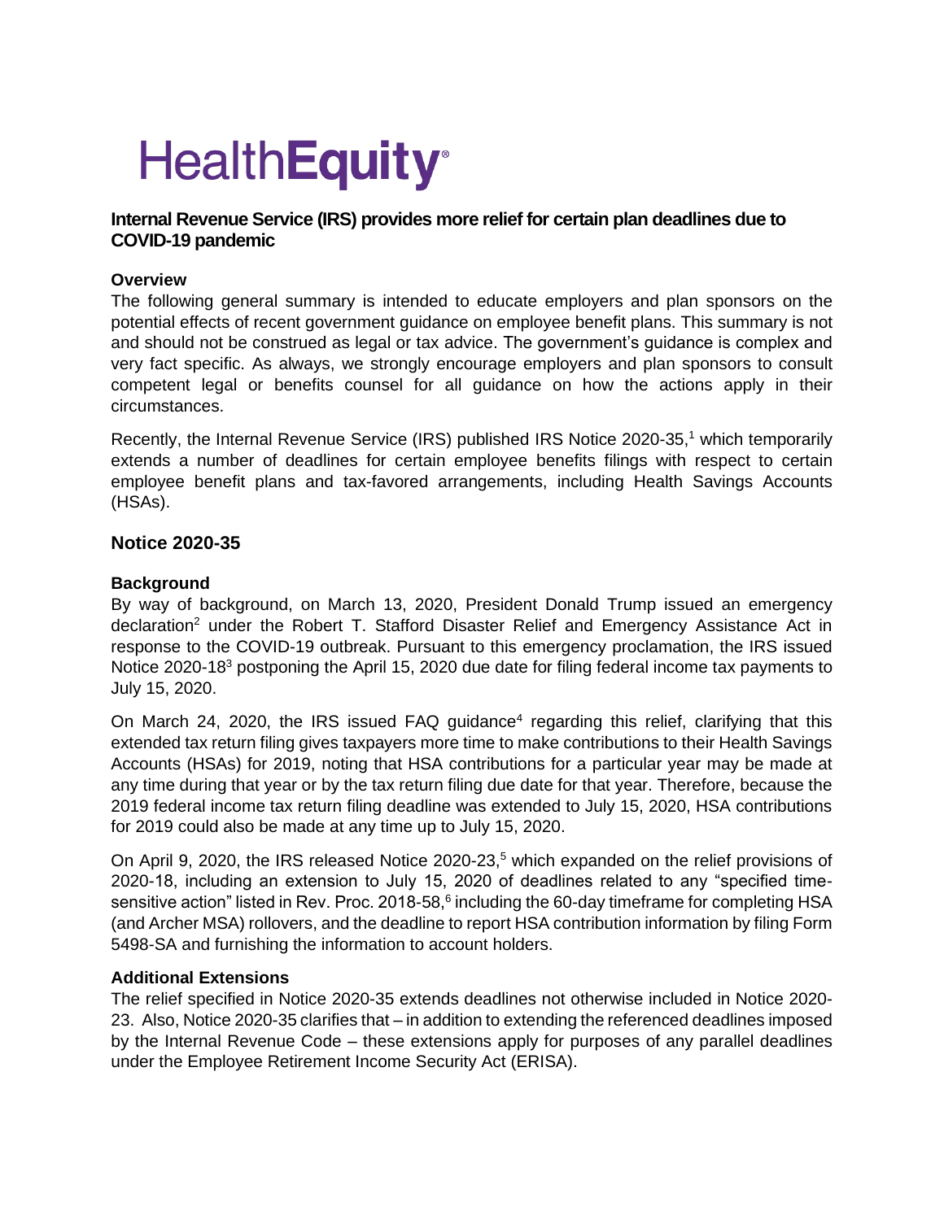# HealthEquity

## Internal Revenue Service (IRS) provides more relief for certain plan deadlines due to COVID-19 pandemic

### Overview

The following general summary is intended to educate employers and plan sponsors on the potential effects of recent government guidance on employee benefit plans. This summary is not and should not be construed as legal or tax advice. The government's guidance is complex and very fact specific. As always, we strongly encourage employers and plan sponsors to consult competent legal or benefits counsel for all guidance on how the actions apply in their circumstances.

Recently, the Internal Revenue Service (IRS) published IRS Notice 2020-35,[1] which temporarily extends a number of deadlines for certain employee benefits filings with respect to certain employee benefit plans and tax-favored arrangements, including Health Savings Accounts (HSAs).

## Notice 2020-35

### Background

By way of background, on March 13, 2020, President Donald Trump issued an emergency declaration[2] under the Robert T. Stafford Disaster Relief and Emergency Assistance Act in response to the COVID-19 outbreak. Pursuant to this emergency proclamation, the IRS issued Notice 2020-18[3] postponing the April 15, 2020 due date for filing federal income tax payments to July 15, 2020.

On March 24, 2020, the IRS issued FAQ guidance[4] regarding this relief, clarifying that this extended tax return filing gives taxpayers more time to make contributions to their Health Savings Accounts (HSAs) for 2019, noting that HSA contributions for a particular year may be made at any time during that year or by the tax return filing due date for that year. Therefore, because the 2019 federal income tax return filing deadline was extended to July 15, 2020, HSA contributions for 2019 could also be made at any time up to July 15, 2020.

On April 9, 2020, the IRS released Notice 2020-23,[5] which expanded on the relief provisions of 2020-18, including an extension to July 15, 2020 of deadlines related to any "specified time-sensitive action" listed in Rev. Proc. 2018-58,[6] including the 60-day timeframe for completing HSA (and Archer MSA) rollovers, and the deadline to report HSA contribution information by filing Form 5498-SA and furnishing the information to account holders.

### Additional Extensions

The relief specified in Notice 2020-35 extends deadlines not otherwise included in Notice 2020-23. Also, Notice 2020-35 clarifies that – in addition to extending the referenced deadlines imposed by the Internal Revenue Code – these extensions apply for purposes of any parallel deadlines under the Employee Retirement Income Security Act (ERISA).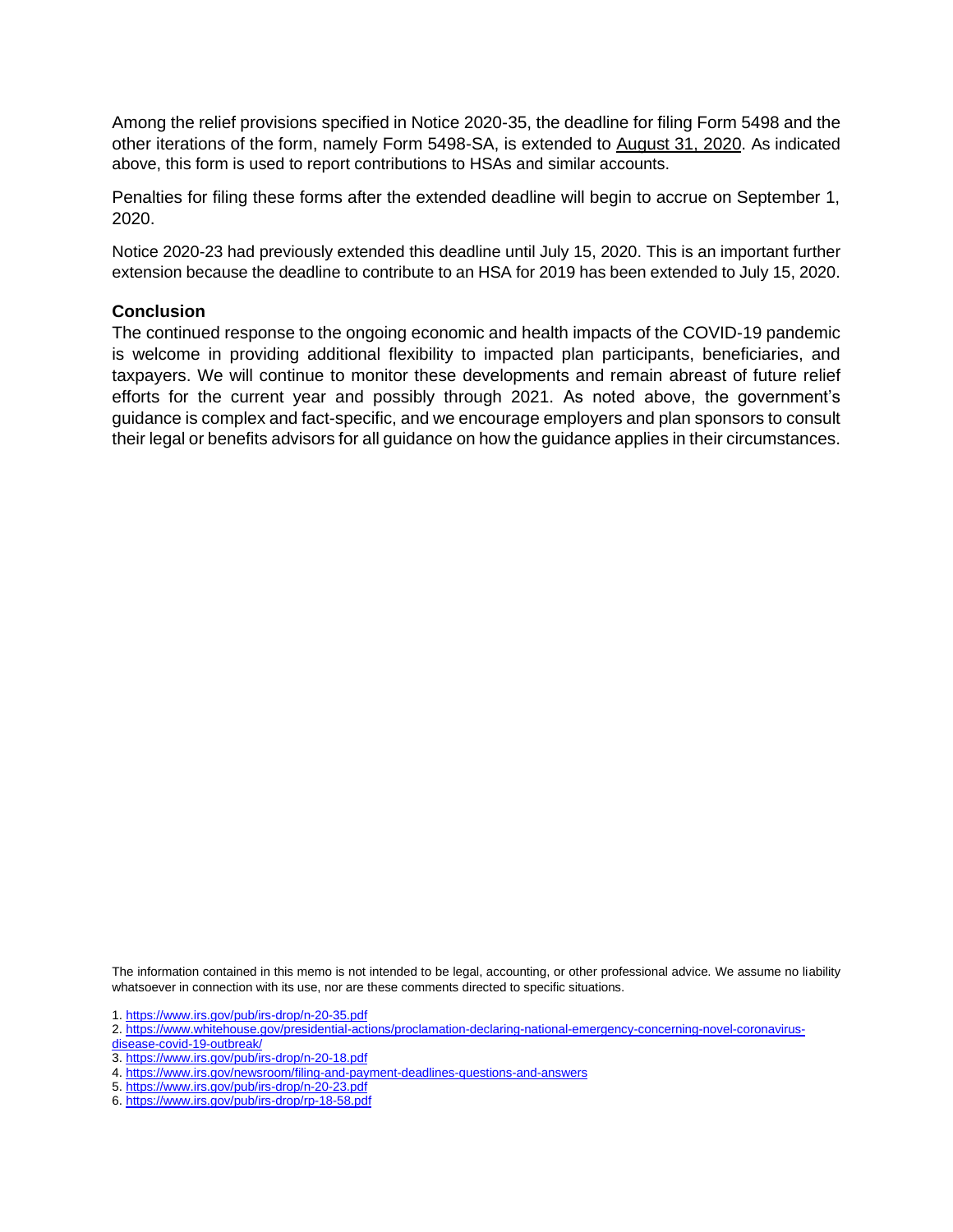Among the relief provisions specified in Notice 2020-35, the deadline for filing Form 5498 and the other iterations of the form, namely Form 5498-SA, is extended to August 31, 2020. As indicated above, this form is used to report contributions to HSAs and similar accounts.

Penalties for filing these forms after the extended deadline will begin to accrue on September 1, 2020.

Notice 2020-23 had previously extended this deadline until July 15, 2020. This is an important further extension because the deadline to contribute to an HSA for 2019 has been extended to July 15, 2020.

**Conclusion**

The continued response to the ongoing economic and health impacts of the COVID-19 pandemic is welcome in providing additional flexibility to impacted plan participants, beneficiaries, and taxpayers. We will continue to monitor these developments and remain abreast of future relief efforts for the current year and possibly through 2021. As noted above, the government's guidance is complex and fact-specific, and we encourage employers and plan sponsors to consult their legal or benefits advisors for all guidance on how the guidance applies in their circumstances.

The information contained in this memo is not intended to be legal, accounting, or other professional advice. We assume no liability whatsoever in connection with its use, nor are these comments directed to specific situations.

1. https://www.irs.gov/pub/irs-drop/n-20-35.pdf
2. https://www.whitehouse.gov/presidential-actions/proclamation-declaring-national-emergency-concerning-novel-coronavirus-disease-covid-19-outbreak/
3. https://www.irs.gov/pub/irs-drop/n-20-18.pdf
4. https://www.irs.gov/newsroom/filing-and-payment-deadlines-questions-and-answers
5. https://www.irs.gov/pub/irs-drop/n-20-23.pdf
6. https://www.irs.gov/pub/irs-drop/rp-18-58.pdf